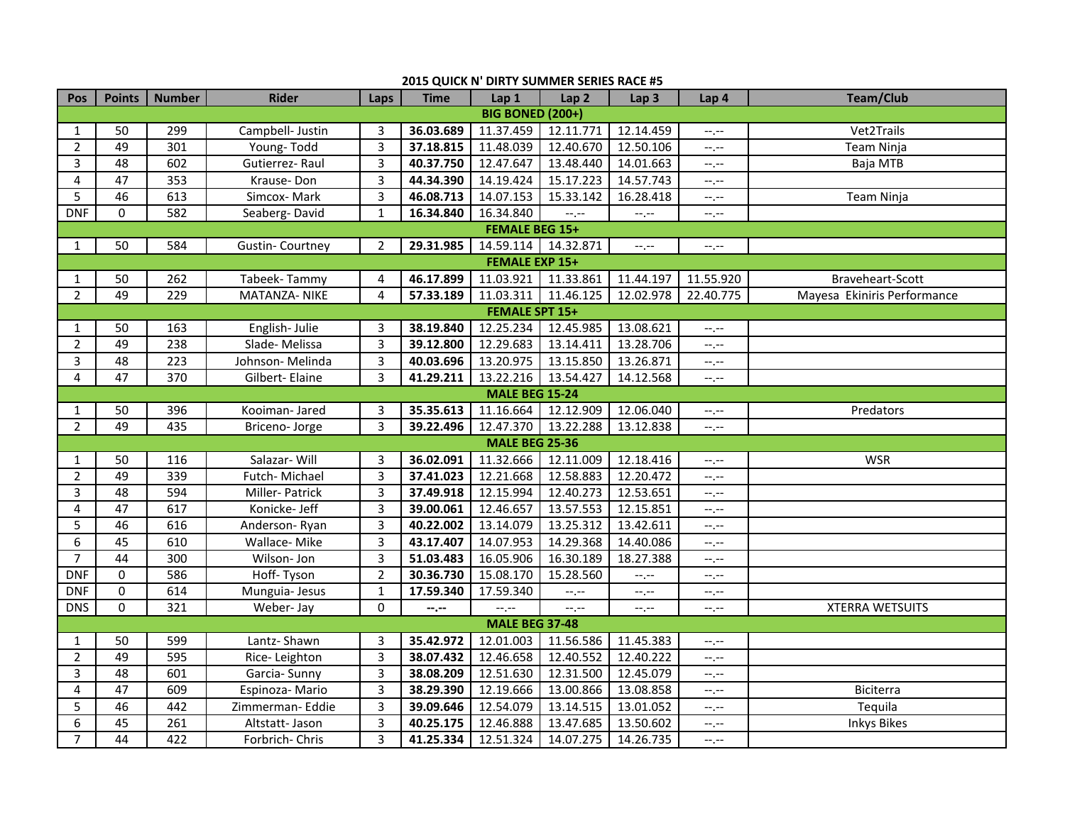## 2015 QUICK N' DIRTY SUMMER SERIES RACE #5

| Pos | Points | Number | Rider | Laps | Time | Lap 1 | Lap 2 | Lap 3 | Lap 4 | Team/Club |
|---|---|---|---|---|---|---|---|---|---|---|
| **BIG BONED (200+)** | | | | | | | | | | |
| 1 | 50 | 299 | Campbell- Justin | 3 | **36.03.689** | 11.37.459 | 12.11.771 | 12.14.459 | --.-- | Vet2Trails |
| 2 | 49 | 301 | Young- Todd | 3 | **37.18.815** | 11.48.039 | 12.40.670 | 12.50.106 | --.-- | Team Ninja |
| 3 | 48 | 602 | Gutierrez- Raul | 3 | **40.37.750** | 12.47.647 | 13.48.440 | 14.01.663 | --.-- | Baja MTB |
| 4 | 47 | 353 | Krause- Don | 3 | **44.34.390** | 14.19.424 | 15.17.223 | 14.57.743 | --.-- | |
| 5 | 46 | 613 | Simcox- Mark | 3 | **46.08.713** | 14.07.153 | 15.33.142 | 16.28.418 | --.-- | Team Ninja |
| DNF | 0 | 582 | Seaberg- David | 1 | **16.34.840** | 16.34.840 | --.-- | --.-- | --.-- | |
| **FEMALE BEG 15+** | | | | | | | | | | |
| 1 | 50 | 584 | Gustin- Courtney | 2 | **29.31.985** | 14.59.114 | 14.32.871 | --.-- | --.-- | |
| **FEMALE EXP 15+** | | | | | | | | | | |
| 1 | 50 | 262 | Tabeek- Tammy | 4 | **46.17.899** | 11.03.921 | 11.33.861 | 11.44.197 | 11.55.920 | Braveheart-Scott |
| 2 | 49 | 229 | MATANZA- NIKE | 4 | **57.33.189** | 11.03.311 | 11.46.125 | 12.02.978 | 22.40.775 | Mayesa Ekiniris Performance |
| **FEMALE SPT 15+** | | | | | | | | | | |
| 1 | 50 | 163 | English- Julie | 3 | **38.19.840** | 12.25.234 | 12.45.985 | 13.08.621 | --.-- | |
| 2 | 49 | 238 | Slade- Melissa | 3 | **39.12.800** | 12.29.683 | 13.14.411 | 13.28.706 | --.-- | |
| 3 | 48 | 223 | Johnson- Melinda | 3 | **40.03.696** | 13.20.975 | 13.15.850 | 13.26.871 | --.-- | |
| 4 | 47 | 370 | Gilbert- Elaine | 3 | **41.29.211** | 13.22.216 | 13.54.427 | 14.12.568 | --.-- | |
| **MALE BEG 15-24** | | | | | | | | | | |
| 1 | 50 | 396 | Kooiman- Jared | 3 | **35.35.613** | 11.16.664 | 12.12.909 | 12.06.040 | --.-- | Predators |
| 2 | 49 | 435 | Briceno- Jorge | 3 | **39.22.496** | 12.47.370 | 13.22.288 | 13.12.838 | --.-- | |
| **MALE BEG 25-36** | | | | | | | | | | |
| 1 | 50 | 116 | Salazar- Will | 3 | **36.02.091** | 11.32.666 | 12.11.009 | 12.18.416 | --.-- | WSR |
| 2 | 49 | 339 | Futch- Michael | 3 | **37.41.023** | 12.21.668 | 12.58.883 | 12.20.472 | --.-- | |
| 3 | 48 | 594 | Miller- Patrick | 3 | **37.49.918** | 12.15.994 | 12.40.273 | 12.53.651 | --.-- | |
| 4 | 47 | 617 | Konicke- Jeff | 3 | **39.00.061** | 12.46.657 | 13.57.553 | 12.15.851 | --.-- | |
| 5 | 46 | 616 | Anderson- Ryan | 3 | **40.22.002** | 13.14.079 | 13.25.312 | 13.42.611 | --.-- | |
| 6 | 45 | 610 | Wallace- Mike | 3 | **43.17.407** | 14.07.953 | 14.29.368 | 14.40.086 | --.-- | |
| 7 | 44 | 300 | Wilson- Jon | 3 | **51.03.483** | 16.05.906 | 16.30.189 | 18.27.388 | --.-- | |
| DNF | 0 | 586 | Hoff- Tyson | 2 | **30.36.730** | 15.08.170 | 15.28.560 | --.-- | --.-- | |
| DNF | 0 | 614 | Munguia- Jesus | 1 | **17.59.340** | 17.59.340 | --.-- | --.-- | --.-- | |
| DNS | 0 | 321 | Weber- Jay | 0 | **--.--** | --.-- | --.-- | --.-- | --.-- | XTERRA WETSUITS |
| **MALE BEG 37-48** | | | | | | | | | | |
| 1 | 50 | 599 | Lantz- Shawn | 3 | **35.42.972** | 12.01.003 | 11.56.586 | 11.45.383 | --.-- | |
| 2 | 49 | 595 | Rice- Leighton | 3 | **38.07.432** | 12.46.658 | 12.40.552 | 12.40.222 | --.-- | |
| 3 | 48 | 601 | Garcia- Sunny | 3 | **38.08.209** | 12.51.630 | 12.31.500 | 12.45.079 | --.-- | |
| 4 | 47 | 609 | Espinoza- Mario | 3 | **38.29.390** | 12.19.666 | 13.00.866 | 13.08.858 | --.-- | Biciterra |
| 5 | 46 | 442 | Zimmerman- Eddie | 3 | **39.09.646** | 12.54.079 | 13.14.515 | 13.01.052 | --.-- | Tequila |
| 6 | 45 | 261 | Altstatt- Jason | 3 | **40.25.175** | 12.46.888 | 13.47.685 | 13.50.602 | --.-- | Inkys Bikes |
| 7 | 44 | 422 | Forbrich- Chris | 3 | **41.25.334** | 12.51.324 | 14.07.275 | 14.26.735 | --.-- | |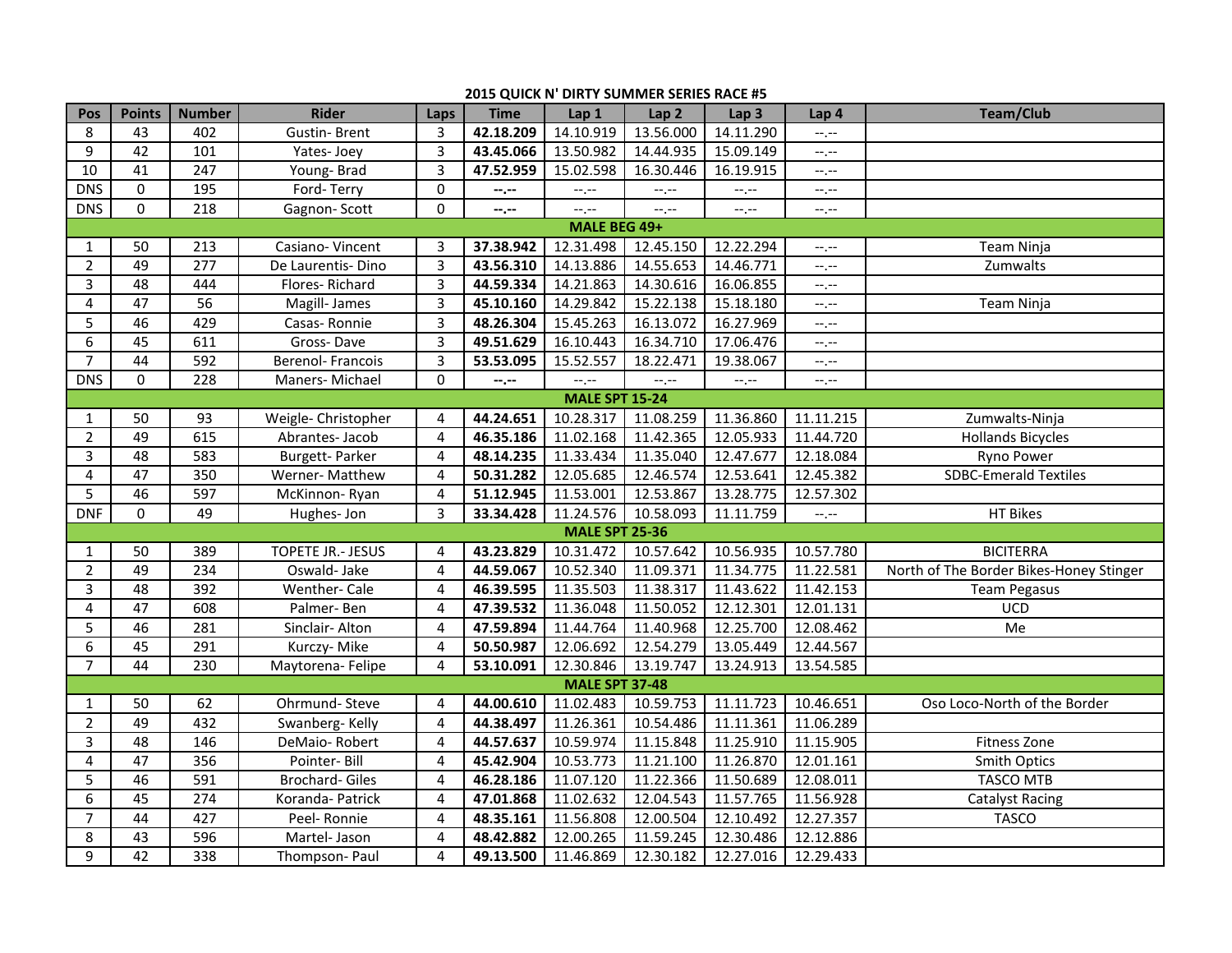## 2015 QUICK N' DIRTY SUMMER SERIES RACE #5

| Pos | Points | Number | Rider | Laps | Time | Lap 1 | Lap 2 | Lap 3 | Lap 4 | Team/Club |
|---|---|---|---|---|---|---|---|---|---|---|
| 8 | 43 | 402 | Gustin- Brent | 3 | **42.18.209** | 14.10.919 | 13.56.000 | 14.11.290 | --.-- | |
| 9 | 42 | 101 | Yates- Joey | 3 | **43.45.066** | 13.50.982 | 14.44.935 | 15.09.149 | --.-- | |
| 10 | 41 | 247 | Young- Brad | 3 | **47.52.959** | 15.02.598 | 16.30.446 | 16.19.915 | --.-- | |
| DNS | 0 | 195 | Ford- Terry | 0 | **--.--** | --.-- | --.-- | --.-- | --.-- | |
| DNS | 0 | 218 | Gagnon- Scott | 0 | **--.--** | --.-- | --.-- | --.-- | --.-- | |
| | | | | | **MALE BEG 49+** | | | | | |
| 1 | 50 | 213 | Casiano- Vincent | 3 | **37.38.942** | 12.31.498 | 12.45.150 | 12.22.294 | --.-- | Team Ninja |
| 2 | 49 | 277 | De Laurentis- Dino | 3 | **43.56.310** | 14.13.886 | 14.55.653 | 14.46.771 | --.-- | Zumwalts |
| 3 | 48 | 444 | Flores- Richard | 3 | **44.59.334** | 14.21.863 | 14.30.616 | 16.06.855 | --.-- | |
| 4 | 47 | 56 | Magill- James | 3 | **45.10.160** | 14.29.842 | 15.22.138 | 15.18.180 | --.-- | Team Ninja |
| 5 | 46 | 429 | Casas- Ronnie | 3 | **48.26.304** | 15.45.263 | 16.13.072 | 16.27.969 | --.-- | |
| 6 | 45 | 611 | Gross- Dave | 3 | **49.51.629** | 16.10.443 | 16.34.710 | 17.06.476 | --.-- | |
| 7 | 44 | 592 | Berenol- Francois | 3 | **53.53.095** | 15.52.557 | 18.22.471 | 19.38.067 | --.-- | |
| DNS | 0 | 228 | Maners- Michael | 0 | **--.--** | --.-- | --.-- | --.-- | --.-- | |
| | | | | | **MALE SPT 15-24** | | | | | |
| 1 | 50 | 93 | Weigle- Christopher | 4 | **44.24.651** | 10.28.317 | 11.08.259 | 11.36.860 | 11.11.215 | Zumwalts-Ninja |
| 2 | 49 | 615 | Abrantes- Jacob | 4 | **46.35.186** | 11.02.168 | 11.42.365 | 12.05.933 | 11.44.720 | Hollands Bicycles |
| 3 | 48 | 583 | Burgett- Parker | 4 | **48.14.235** | 11.33.434 | 11.35.040 | 12.47.677 | 12.18.084 | Ryno Power |
| 4 | 47 | 350 | Werner- Matthew | 4 | **50.31.282** | 12.05.685 | 12.46.574 | 12.53.641 | 12.45.382 | SDBC-Emerald Textiles |
| 5 | 46 | 597 | McKinnon- Ryan | 4 | **51.12.945** | 11.53.001 | 12.53.867 | 13.28.775 | 12.57.302 | |
| DNF | 0 | 49 | Hughes- Jon | 3 | **33.34.428** | 11.24.576 | 10.58.093 | 11.11.759 | --.-- | HT Bikes |
| | | | | | **MALE SPT 25-36** | | | | | |
| 1 | 50 | 389 | TOPETE JR.- JESUS | 4 | **43.23.829** | 10.31.472 | 10.57.642 | 10.56.935 | 10.57.780 | BICITERRA |
| 2 | 49 | 234 | Oswald- Jake | 4 | **44.59.067** | 10.52.340 | 11.09.371 | 11.34.775 | 11.22.581 | North of The Border Bikes-Honey Stinger |
| 3 | 48 | 392 | Wenther- Cale | 4 | **46.39.595** | 11.35.503 | 11.38.317 | 11.43.622 | 11.42.153 | Team Pegasus |
| 4 | 47 | 608 | Palmer- Ben | 4 | **47.39.532** | 11.36.048 | 11.50.052 | 12.12.301 | 12.01.131 | UCD |
| 5 | 46 | 281 | Sinclair- Alton | 4 | **47.59.894** | 11.44.764 | 11.40.968 | 12.25.700 | 12.08.462 | Me |
| 6 | 45 | 291 | Kurczy- Mike | 4 | **50.50.987** | 12.06.692 | 12.54.279 | 13.05.449 | 12.44.567 | |
| 7 | 44 | 230 | Maytorena- Felipe | 4 | **53.10.091** | 12.30.846 | 13.19.747 | 13.24.913 | 13.54.585 | |
| | | | | | **MALE SPT 37-48** | | | | | |
| 1 | 50 | 62 | Ohrmund- Steve | 4 | **44.00.610** | 11.02.483 | 10.59.753 | 11.11.723 | 10.46.651 | Oso Loco-North of the Border |
| 2 | 49 | 432 | Swanberg- Kelly | 4 | **44.38.497** | 11.26.361 | 10.54.486 | 11.11.361 | 11.06.289 | |
| 3 | 48 | 146 | DeMaio- Robert | 4 | **44.57.637** | 10.59.974 | 11.15.848 | 11.25.910 | 11.15.905 | Fitness Zone |
| 4 | 47 | 356 | Pointer- Bill | 4 | **45.42.904** | 10.53.773 | 11.21.100 | 11.26.870 | 12.01.161 | Smith Optics |
| 5 | 46 | 591 | Brochard- Giles | 4 | **46.28.186** | 11.07.120 | 11.22.366 | 11.50.689 | 12.08.011 | TASCO MTB |
| 6 | 45 | 274 | Koranda- Patrick | 4 | **47.01.868** | 11.02.632 | 12.04.543 | 11.57.765 | 11.56.928 | Catalyst Racing |
| 7 | 44 | 427 | Peel- Ronnie | 4 | **48.35.161** | 11.56.808 | 12.00.504 | 12.10.492 | 12.27.357 | TASCO |
| 8 | 43 | 596 | Martel- Jason | 4 | **48.42.882** | 12.00.265 | 11.59.245 | 12.30.486 | 12.12.886 | |
| 9 | 42 | 338 | Thompson- Paul | 4 | **49.13.500** | 11.46.869 | 12.30.182 | 12.27.016 | 12.29.433 | |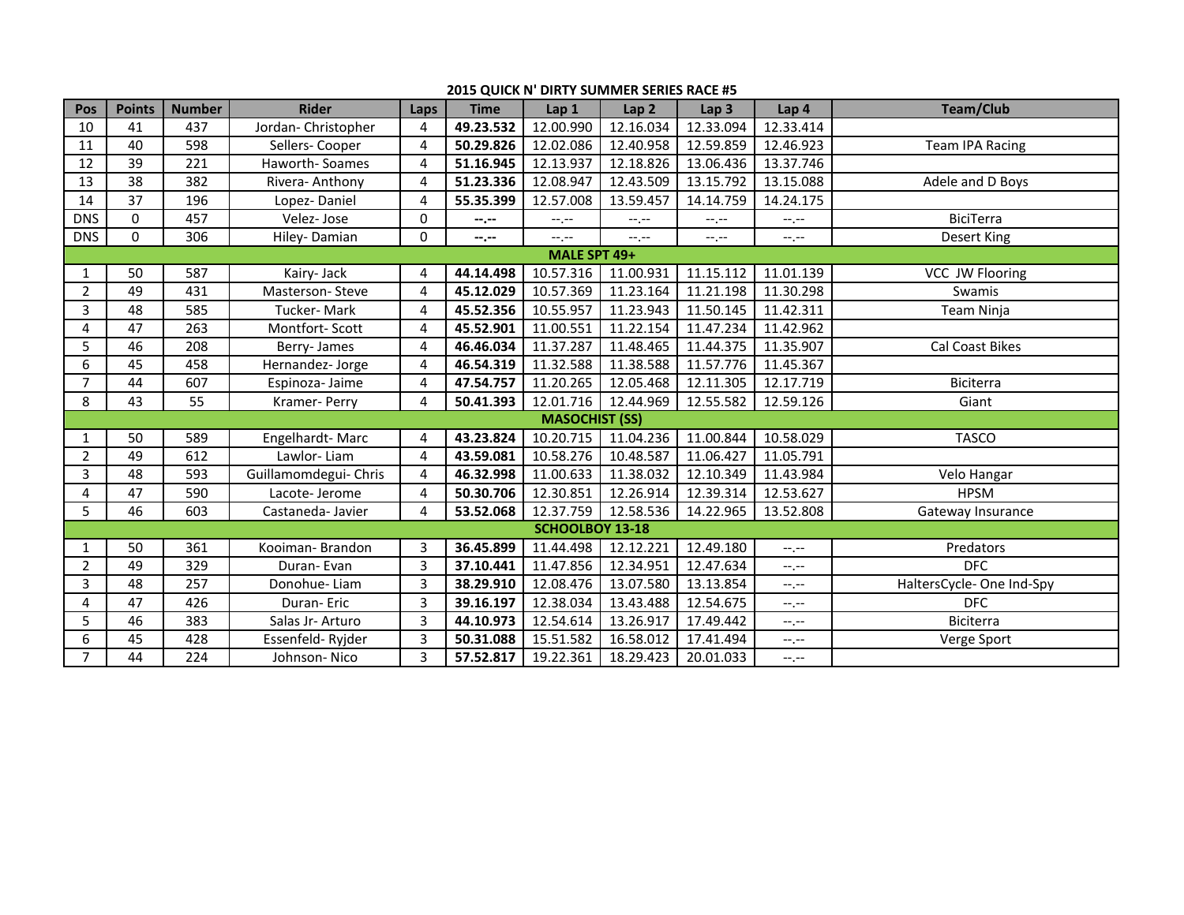**2015 QUICK N' DIRTY SUMMER SERIES RACE #5**

| Pos | Points | Number | Rider | Laps | Time | Lap 1 | Lap 2 | Lap 3 | Lap 4 | Team/Club |
|---|---|---|---|---|---|---|---|---|---|---|
| 10 | 41 | 437 | Jordan- Christopher | 4 | **49.23.532** | 12.00.990 | 12.16.034 | 12.33.094 | 12.33.414 | |
| 11 | 40 | 598 | Sellers- Cooper | 4 | **50.29.826** | 12.02.086 | 12.40.958 | 12.59.859 | 12.46.923 | Team IPA Racing |
| 12 | 39 | 221 | Haworth- Soames | 4 | **51.16.945** | 12.13.937 | 12.18.826 | 13.06.436 | 13.37.746 | |
| 13 | 38 | 382 | Rivera- Anthony | 4 | **51.23.336** | 12.08.947 | 12.43.509 | 13.15.792 | 13.15.088 | Adele and D Boys |
| 14 | 37 | 196 | Lopez- Daniel | 4 | **55.35.399** | 12.57.008 | 13.59.457 | 14.14.759 | 14.24.175 | |
| DNS | 0 | 457 | Velez- Jose | 0 | **--.--** | --.-- | --.-- | --.-- | --.-- | BiciTerra |
| DNS | 0 | 306 | Hiley- Damian | 0 | **--.--** | --.-- | --.-- | --.-- | --.-- | Desert King |
| | | | | | **MALE SPT 49+** | | | | | |
| 1 | 50 | 587 | Kairy- Jack | 4 | **44.14.498** | 10.57.316 | 11.00.931 | 11.15.112 | 11.01.139 | VCC JW Flooring |
| 2 | 49 | 431 | Masterson- Steve | 4 | **45.12.029** | 10.57.369 | 11.23.164 | 11.21.198 | 11.30.298 | Swamis |
| 3 | 48 | 585 | Tucker- Mark | 4 | **45.52.356** | 10.55.957 | 11.23.943 | 11.50.145 | 11.42.311 | Team Ninja |
| 4 | 47 | 263 | Montfort- Scott | 4 | **45.52.901** | 11.00.551 | 11.22.154 | 11.47.234 | 11.42.962 | |
| 5 | 46 | 208 | Berry- James | 4 | **46.46.034** | 11.37.287 | 11.48.465 | 11.44.375 | 11.35.907 | Cal Coast Bikes |
| 6 | 45 | 458 | Hernandez- Jorge | 4 | **46.54.319** | 11.32.588 | 11.38.588 | 11.57.776 | 11.45.367 | |
| 7 | 44 | 607 | Espinoza- Jaime | 4 | **47.54.757** | 11.20.265 | 12.05.468 | 12.11.305 | 12.17.719 | Biciterra |
| 8 | 43 | 55 | Kramer- Perry | 4 | **50.41.393** | 12.01.716 | 12.44.969 | 12.55.582 | 12.59.126 | Giant |
| | | | | | **MASOCHIST (SS)** | | | | | |
| 1 | 50 | 589 | Engelhardt- Marc | 4 | **43.23.824** | 10.20.715 | 11.04.236 | 11.00.844 | 10.58.029 | TASCO |
| 2 | 49 | 612 | Lawlor- Liam | 4 | **43.59.081** | 10.58.276 | 10.48.587 | 11.06.427 | 11.05.791 | |
| 3 | 48 | 593 | Guillamomdegui- Chris | 4 | **46.32.998** | 11.00.633 | 11.38.032 | 12.10.349 | 11.43.984 | Velo Hangar |
| 4 | 47 | 590 | Lacote- Jerome | 4 | **50.30.706** | 12.30.851 | 12.26.914 | 12.39.314 | 12.53.627 | HPSM |
| 5 | 46 | 603 | Castaneda- Javier | 4 | **53.52.068** | 12.37.759 | 12.58.536 | 14.22.965 | 13.52.808 | Gateway Insurance |
| | | | | | **SCHOOLBOY 13-18** | | | | | |
| 1 | 50 | 361 | Kooiman- Brandon | 3 | **36.45.899** | 11.44.498 | 12.12.221 | 12.49.180 | --.-- | Predators |
| 2 | 49 | 329 | Duran- Evan | 3 | **37.10.441** | 11.47.856 | 12.34.951 | 12.47.634 | --.-- | DFC |
| 3 | 48 | 257 | Donohue- Liam | 3 | **38.29.910** | 12.08.476 | 13.07.580 | 13.13.854 | --.-- | HaltersCycle- One Ind-Spy |
| 4 | 47 | 426 | Duran- Eric | 3 | **39.16.197** | 12.38.034 | 13.43.488 | 12.54.675 | --.-- | DFC |
| 5 | 46 | 383 | Salas Jr- Arturo | 3 | **44.10.973** | 12.54.614 | 13.26.917 | 17.49.442 | --.-- | Biciterra |
| 6 | 45 | 428 | Essenfeld- Ryjder | 3 | **50.31.088** | 15.51.582 | 16.58.012 | 17.41.494 | --.-- | Verge Sport |
| 7 | 44 | 224 | Johnson- Nico | 3 | **57.52.817** | 19.22.361 | 18.29.423 | 20.01.033 | --.-- | |